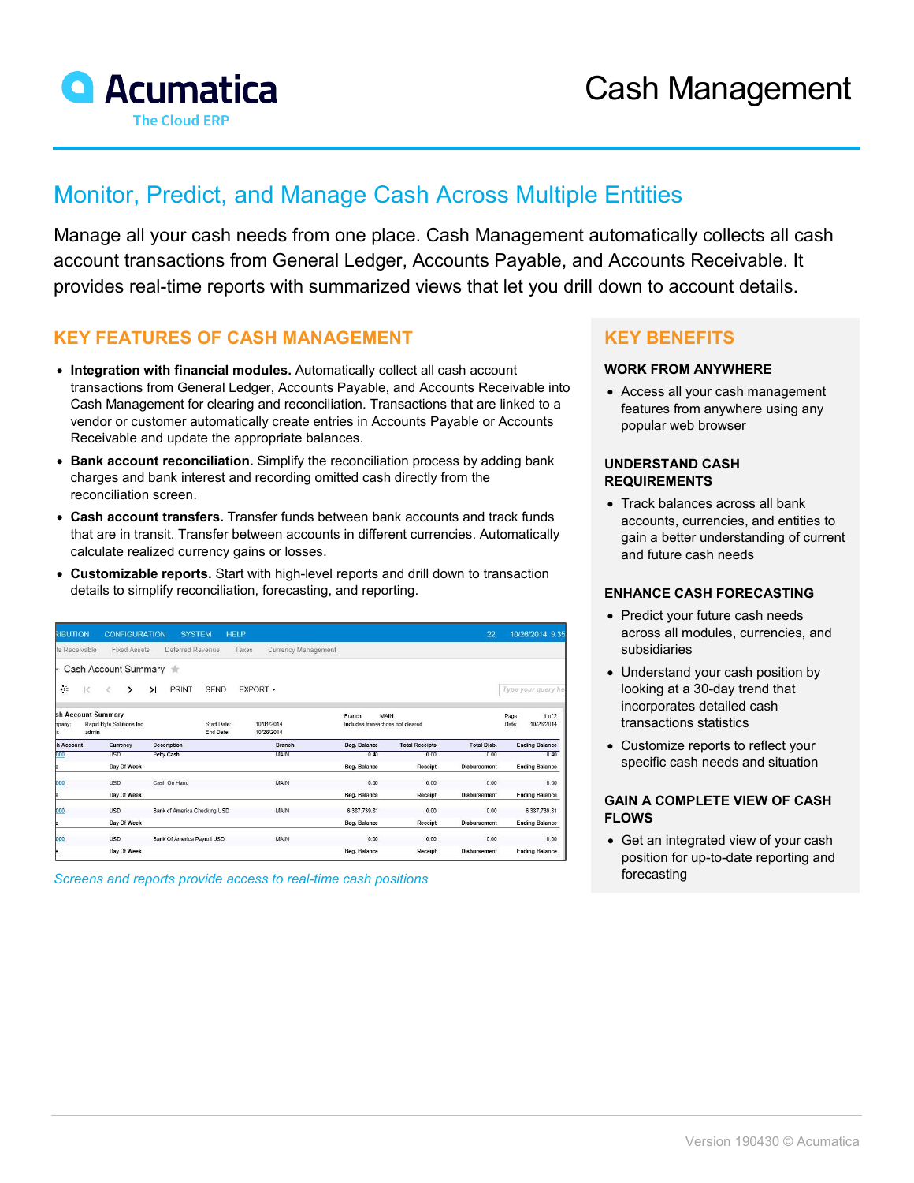# Acumatica

The Cloud ERP

# Cash Management

## Monitor, Predict, and Manage Cash Across Multiple Entities

Manage all your cash needs from one place. Cash Management automatically collects all cash account transactions from General Ledger, Accounts Payable, and Accounts Receivable. It provides real-time reports with summarized views that let you drill down to account details.

## KEY FEATURES OF CASH MANAGEMENT

- **Integration with financial modules.** Automatically collect all cash account transactions from General Ledger, Accounts Payable, and Accounts Receivable into Cash Management for clearing and reconciliation. Transactions that are linked to a vendor or customer automatically create entries in Accounts Payable or Accounts Receivable and update the appropriate balances.
- **Bank account reconciliation.** Simplify the reconciliation process by adding bank charges and bank interest and recording omitted cash directly from the reconciliation screen.
- **Cash account transfers.** Transfer funds between bank accounts and track funds that are in transit. Transfer between accounts in different currencies. Automatically calculate realized currency gains or losses.
- **Customizable reports.** Start with high-level reports and drill down to transaction details to simplify reconciliation, forecasting, and reporting.

*Screens and reports provide access to real-time cash positions*

## KEY BENEFITS

### WORK FROM ANYWHERE

- Access all your cash management features from anywhere using any popular web browser

### UNDERSTAND CASH REQUIREMENTS

- Track balances across all bank accounts, currencies, and entities to gain a better understanding of current and future cash needs

### ENHANCE CASH FORECASTING

- Predict your future cash needs across all modules, currencies, and subsidiaries
- Understand your cash position by looking at a 30-day trend that incorporates detailed cash transactions statistics
- Customize reports to reflect your specific cash needs and situation

### GAIN A COMPLETE VIEW OF CASH FLOWS

- Get an integrated view of your cash position for up-to-date reporting and forecasting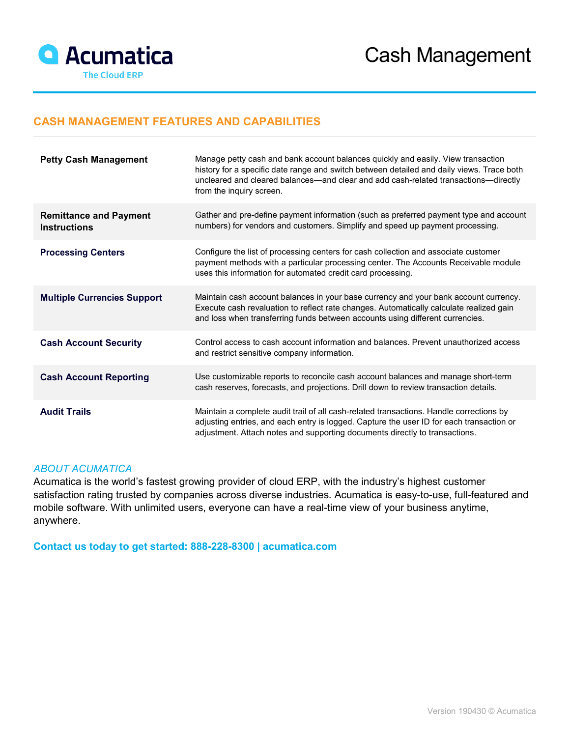## CASH MANAGEMENT FEATURES AND CAPABILITIES

| | |
|---|---|
| **Petty Cash Management** | Manage petty cash and bank account balances quickly and easily. View transaction history for a specific date range and switch between detailed and daily views. Trace both uncleared and cleared balances—and clear and add cash-related transactions—directly from the inquiry screen. |
| **Remittance and Payment Instructions** | Gather and pre-define payment information (such as preferred payment type and account numbers) for vendors and customers. Simplify and speed up payment processing. |
| **Processing Centers** | Configure the list of processing centers for cash collection and associate customer payment methods with a particular processing center. The Accounts Receivable module uses this information for automated credit card processing. |
| **Multiple Currencies Support** | Maintain cash account balances in your base currency and your bank account currency. Execute cash revaluation to reflect rate changes. Automatically calculate realized gain and loss when transferring funds between accounts using different currencies. |
| **Cash Account Security** | Control access to cash account information and balances. Prevent unauthorized access and restrict sensitive company information. |
| **Cash Account Reporting** | Use customizable reports to reconcile cash account balances and manage short-term cash reserves, forecasts, and projections. Drill down to review transaction details. |
| **Audit Trails** | Maintain a complete audit trail of all cash-related transactions. Handle corrections by adjusting entries, and each entry is logged. Capture the user ID for each transaction or adjustment. Attach notes and supporting documents directly to transactions. |

*ABOUT ACUMATICA*

Acumatica is the world's fastest growing provider of cloud ERP, with the industry's highest customer satisfaction rating trusted by companies across diverse industries. Acumatica is easy-to-use, full-featured and mobile software. With unlimited users, everyone can have a real-time view of your business anytime, anywhere.

**Contact us today to get started: 888-228-8300 | acumatica.com**